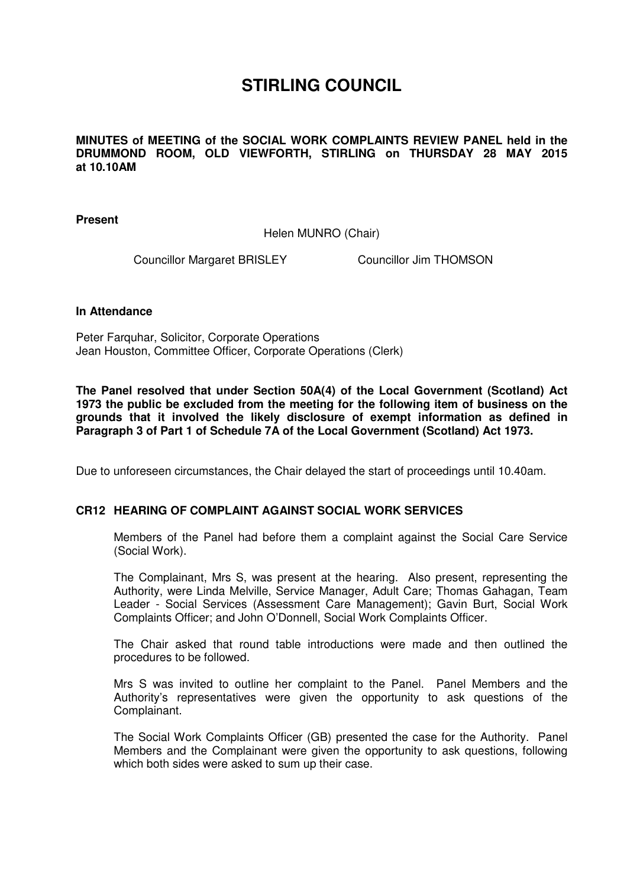# STIRLING COUNCIL

**MINUTES of MEETING of the SOCIAL WORK COMPLAINTS REVIEW PANEL held in the DRUMMOND ROOM, OLD VIEWFORTH, STIRLING on THURSDAY 28 MAY 2015 at 10.10AM**

**Present**

Helen MUNRO (Chair)

Councillor Margaret BRISLEY

Councillor Jim THOMSON

**In Attendance**

Peter Farquhar, Solicitor, Corporate Operations
Jean Houston, Committee Officer, Corporate Operations (Clerk)

**The Panel resolved that under Section 50A(4) of the Local Government (Scotland) Act 1973 the public be excluded from the meeting for the following item of business on the grounds that it involved the likely disclosure of exempt information as defined in Paragraph 3 of Part 1 of Schedule 7A of the Local Government (Scotland) Act 1973.**

Due to unforeseen circumstances, the Chair delayed the start of proceedings until 10.40am.

### CR12 HEARING OF COMPLAINT AGAINST SOCIAL WORK SERVICES

Members of the Panel had before them a complaint against the Social Care Service (Social Work).

The Complainant, Mrs S, was present at the hearing. Also present, representing the Authority, were Linda Melville, Service Manager, Adult Care; Thomas Gahagan, Team Leader - Social Services (Assessment Care Management); Gavin Burt, Social Work Complaints Officer; and John O'Donnell, Social Work Complaints Officer.

The Chair asked that round table introductions were made and then outlined the procedures to be followed.

Mrs S was invited to outline her complaint to the Panel. Panel Members and the Authority's representatives were given the opportunity to ask questions of the Complainant.

The Social Work Complaints Officer (GB) presented the case for the Authority. Panel Members and the Complainant were given the opportunity to ask questions, following which both sides were asked to sum up their case.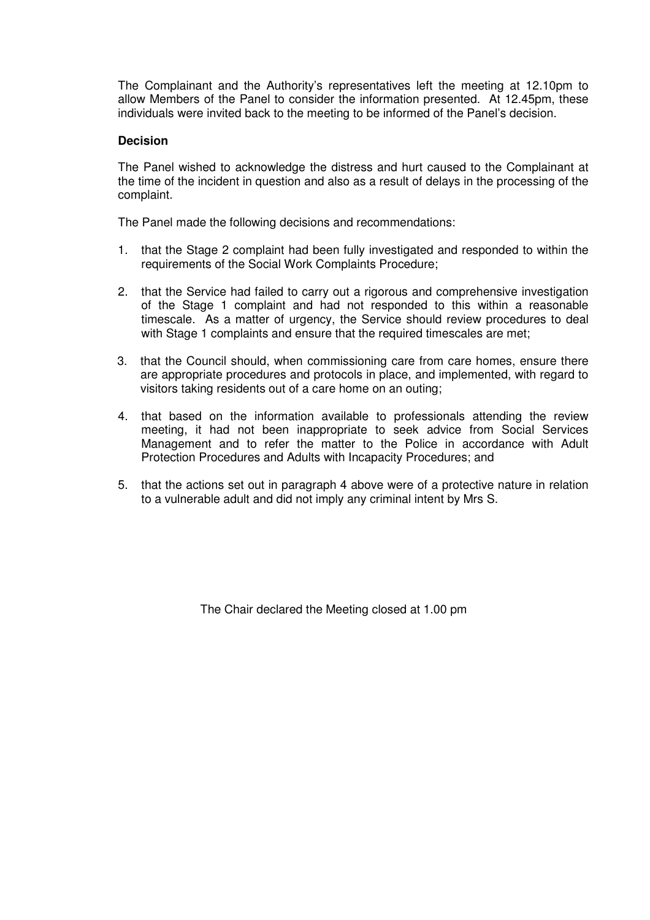The Complainant and the Authority's representatives left the meeting at 12.10pm to allow Members of the Panel to consider the information presented. At 12.45pm, these individuals were invited back to the meeting to be informed of the Panel's decision.

**Decision**

The Panel wished to acknowledge the distress and hurt caused to the Complainant at the time of the incident in question and also as a result of delays in the processing of the complaint.

The Panel made the following decisions and recommendations:

1. that the Stage 2 complaint had been fully investigated and responded to within the requirements of the Social Work Complaints Procedure;

2. that the Service had failed to carry out a rigorous and comprehensive investigation of the Stage 1 complaint and had not responded to this within a reasonable timescale. As a matter of urgency, the Service should review procedures to deal with Stage 1 complaints and ensure that the required timescales are met;

3. that the Council should, when commissioning care from care homes, ensure there are appropriate procedures and protocols in place, and implemented, with regard to visitors taking residents out of a care home on an outing;

4. that based on the information available to professionals attending the review meeting, it had not been inappropriate to seek advice from Social Services Management and to refer the matter to the Police in accordance with Adult Protection Procedures and Adults with Incapacity Procedures; and

5. that the actions set out in paragraph 4 above were of a protective nature in relation to a vulnerable adult and did not imply any criminal intent by Mrs S.

The Chair declared the Meeting closed at 1.00 pm